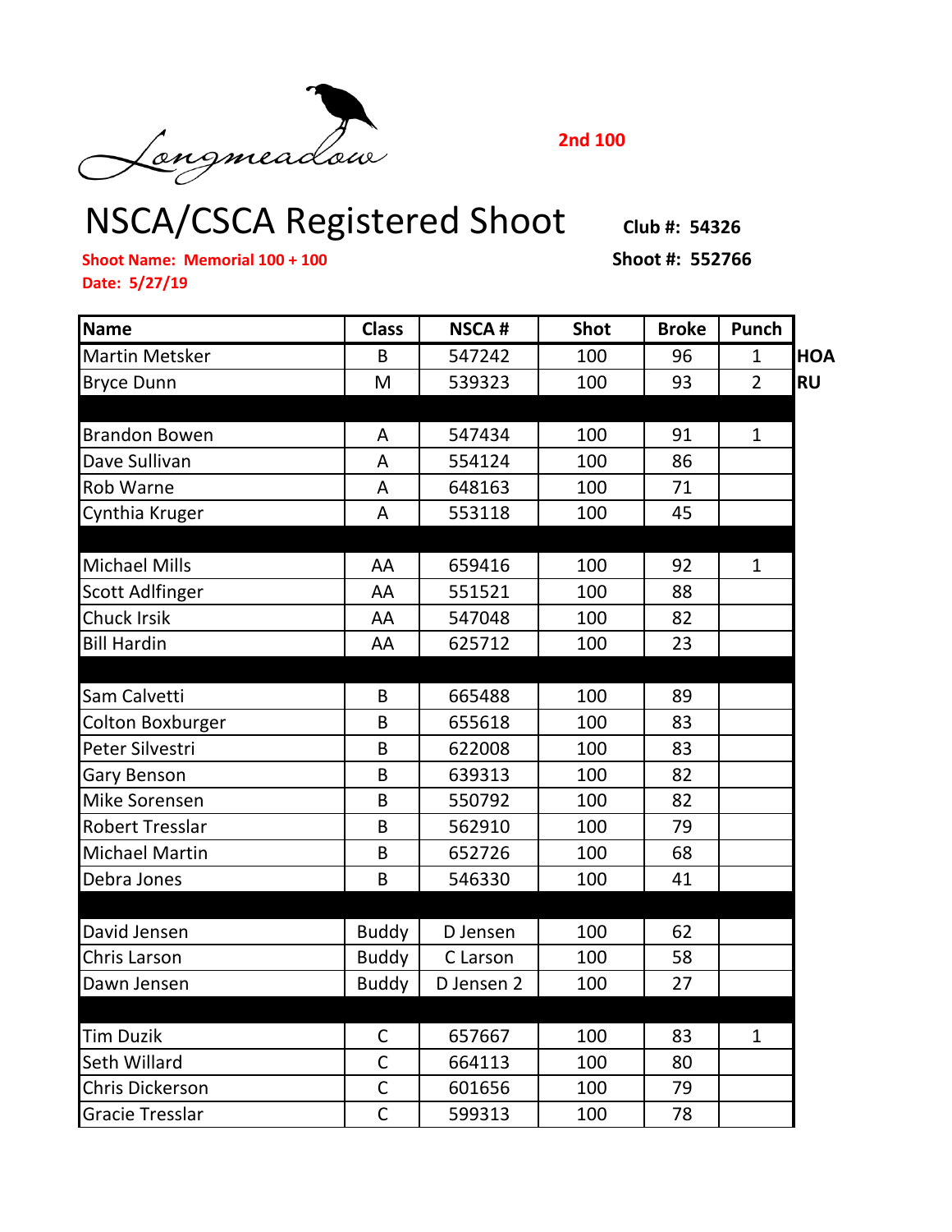Longmeadow

**2nd 100**

# NSCA/CSCA Registered Shoot

**Club #: 54326**

**Shoot Name: Memorial 100 + 100**

**Shoot #: 552766**

**Date: 5/27/19**

| Name | Class | NSCA # | Shot | Broke | Punch | |
|---|---|---|---|---|---|---|
| Martin Metsker | B | 547242 | 100 | 96 | 1 | HOA |
| Bryce Dunn | M | 539323 | 100 | 93 | 2 | RU |
| | | | | | | |
| Brandon Bowen | A | 547434 | 100 | 91 | 1 | |
| Dave Sullivan | A | 554124 | 100 | 86 | | |
| Rob Warne | A | 648163 | 100 | 71 | | |
| Cynthia Kruger | A | 553118 | 100 | 45 | | |
| | | | | | | |
| Michael Mills | AA | 659416 | 100 | 92 | 1 | |
| Scott Adlfinger | AA | 551521 | 100 | 88 | | |
| Chuck Irsik | AA | 547048 | 100 | 82 | | |
| Bill Hardin | AA | 625712 | 100 | 23 | | |
| | | | | | | |
| Sam Calvetti | B | 665488 | 100 | 89 | | |
| Colton Boxburger | B | 655618 | 100 | 83 | | |
| Peter Silvestri | B | 622008 | 100 | 83 | | |
| Gary Benson | B | 639313 | 100 | 82 | | |
| Mike Sorensen | B | 550792 | 100 | 82 | | |
| Robert Tresslar | B | 562910 | 100 | 79 | | |
| Michael Martin | B | 652726 | 100 | 68 | | |
| Debra Jones | B | 546330 | 100 | 41 | | |
| | | | | | | |
| David Jensen | Buddy | D Jensen | 100 | 62 | | |
| Chris Larson | Buddy | C Larson | 100 | 58 | | |
| Dawn Jensen | Buddy | D Jensen 2 | 100 | 27 | | |
| | | | | | | |
| Tim Duzik | C | 657667 | 100 | 83 | 1 | |
| Seth Willard | C | 664113 | 100 | 80 | | |
| Chris Dickerson | C | 601656 | 100 | 79 | | |
| Gracie Tresslar | C | 599313 | 100 | 78 | | |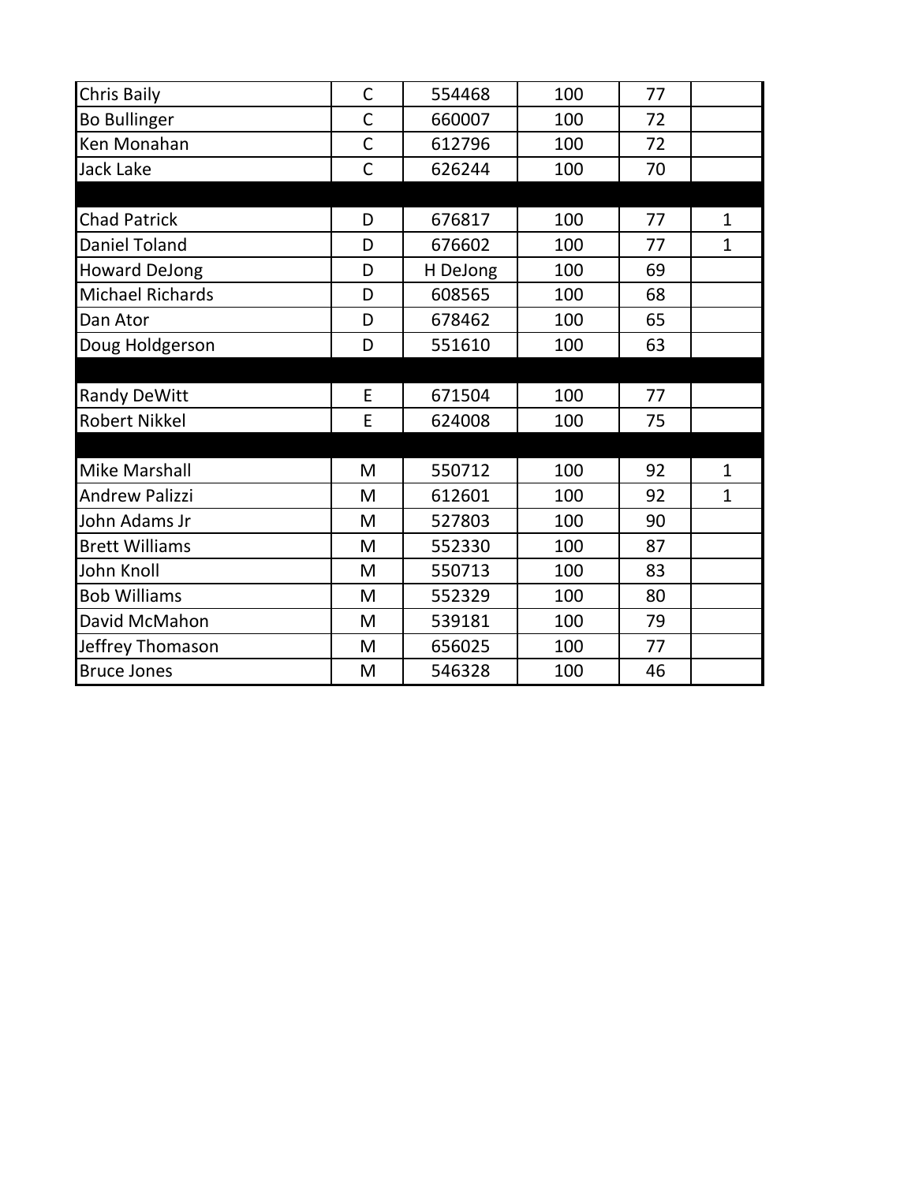| | | | | | |
|---|---|---|---|---|---|
| Chris Baily | C | 554468 | 100 | 77 | |
| Bo Bullinger | C | 660007 | 100 | 72 | |
| Ken Monahan | C | 612796 | 100 | 72 | |
| Jack Lake | C | 626244 | 100 | 70 | |
| | | | | | |
| Chad Patrick | D | 676817 | 100 | 77 | 1 |
| Daniel Toland | D | 676602 | 100 | 77 | 1 |
| Howard DeJong | D | H DeJong | 100 | 69 | |
| Michael Richards | D | 608565 | 100 | 68 | |
| Dan Ator | D | 678462 | 100 | 65 | |
| Doug Holdgerson | D | 551610 | 100 | 63 | |
| | | | | | |
| Randy DeWitt | E | 671504 | 100 | 77 | |
| Robert Nikkel | E | 624008 | 100 | 75 | |
| | | | | | |
| Mike Marshall | M | 550712 | 100 | 92 | 1 |
| Andrew Palizzi | M | 612601 | 100 | 92 | 1 |
| John Adams Jr | M | 527803 | 100 | 90 | |
| Brett Williams | M | 552330 | 100 | 87 | |
| John Knoll | M | 550713 | 100 | 83 | |
| Bob Williams | M | 552329 | 100 | 80 | |
| David McMahon | M | 539181 | 100 | 79 | |
| Jeffrey Thomason | M | 656025 | 100 | 77 | |
| Bruce Jones | M | 546328 | 100 | 46 | |